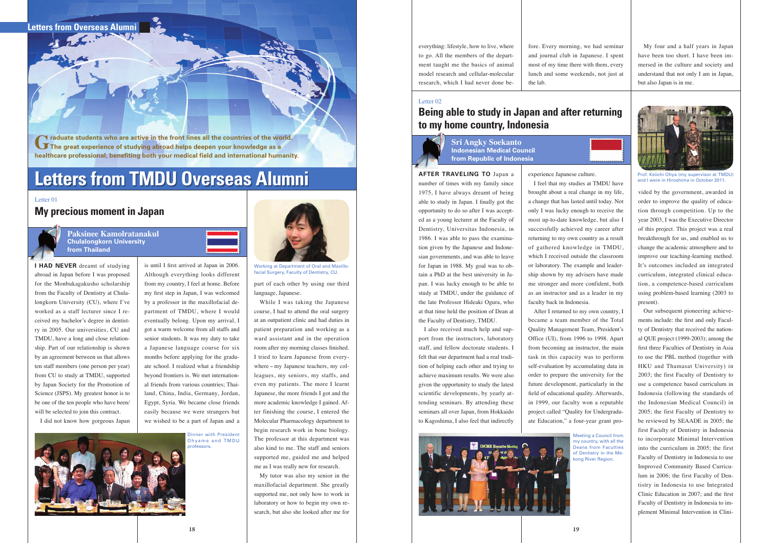## Letters from Overseas Alumni

**Graduate students who are active in the front lines all the countries of the world. The great experience of studying abroad helps deepen your knowledge as a healthcare professional, benefiting both your medical field and international humanity.**

# Letters from TMDU Overseas Alumni

Letter 01

## My precious moment in Japan

**Paksinee Kamolratanakul**
**Chulalongkorn University from Thailand**

**I HAD NEVER** dreamt of studying abroad in Japan before I was proposed for the Monbukagakusho scholarship from the Faculty of Dentistry at Chulalongkorn University (CU), where I've worked as a staff lecturer since I received my bachelor's degree in dentistry in 2005. Our universities, CU and TMDU, have a long and close relationship. Part of our relationship is shown by an agreement between us that allows ten staff members (one person per year) from CU to study at TMDU, supported by Japan Society for the Promotion of Science (JSPS). My greatest honor is to be one of the ten people who have been/will be selected to join this contract.

I did not know how gorgeous Japan is until I first arrived at Japan in 2006. Although everything looks different from my country, I feel at home. Before my first step in Japan, I was welcomed by a professor in the maxillofacial department of TMDU, where I would eventually belong. Upon my arrival, I got a warm welcome from all staffs and senior students. It was my duty to take a Japanese language course for six months before applying for the graduate school. I realized what a friendship beyond frontiers is. We met international friends from various countries; Thailand, China, India, Germany, Jordan, Egypt, Syria. We became close friends easily because we were strangers but we wished to be a part of Japan and a part of each other by using our third language, Japanese.

Dinner with President Ohyama and TMDU professors.

Working at Department of Oral and Maxillofacial Surgery, Faculty of Dentistry, CU.

While I was taking the Japanese course, I had to attend the oral surgery at an outpatient clinic and had duties in patient preparation and working as a ward assistant and in the operation room after my morning classes finished. I tried to learn Japanese from everywhere – my Japanese teachers, my colleagues, my seniors, my staffs, and even my patients. The more I learnt Japanese, the more friends I got and the more academic knowledge I gained. After finishing the course, I entered the Molecular Pharmacology department to begin research work in bone biology. The professor at this department was also kind to me. The staff and seniors supported me, guided me and helped me as I was really new for research.

My tutor was also my senior in the maxillofacial department. She greatly supported me, not only how to work in laboratory or how to begin my own research, but also she looked after me for everything: lifestyle, how to live, where to go. All the members of the department taught me the basics of animal model research and cellular-molecular research, which I had never done before. Every morning, we had seminar and journal club in Japanese. I spent most of my time there with them, every lunch and some weekends, not just at the lab.

My four and a half years in Japan have been too short. I have been immersed in the culture and society and understand that not only I am in Japan, but also Japan is in me.

Letter 02

## Being able to study in Japan and after returning to my home country, Indonesia

**Sri Angky Soekanto**
**Indonesian Medical Council from Republic of Indonesia**

**AFTER TRAVELING TO** Japan a number of times with my family since 1975, I have always dreamt of being able to study in Japan. I finally got the opportunity to do so after I was accepted as a young lecturer at the Faculty of Dentistry, Universitas Indonesia, in 1986. I was able to pass the examination given by the Japanese and Indonesian governments, and was able to leave for Japan in 1988. My goal was to obtain a PhD at the best university in Japan. I was lucky enough to be able to study at TMDU, under the guidance of the late Professor Hideaki Ogura, who at that time held the position of Dean at the Faculty of Dentistry, TMDU.

I also received much help and support from the instructors, laboratory staff, and fellow doctorate students. I felt that our department had a real tradition of helping each other and trying to achieve maximum results. We were also given the opportunity to study the latest scientific developments, by yearly attending seminars. By attending these seminars all over Japan, from Hokkaido to Kagoshima, I also feel that indirectly experience Japanese culture.

I feel that my studies at TMDU have brought about a real change in my life, a change that has lasted until today. Not only I was lucky enough to receive the most up-to-date knowledge, but also I successfully achieved my career after returning to my own country as a result of gathered knowledge in TMDU, which I received outside the classroom or laboratory. The example and leadership shown by my advisers have made me stronger and more confident, both as an instructor and as a leader in my faculty back in Indonesia.

After I returned to my own country, I became a team member of the Total Quality Management Team, President's Office (UI), from 1996 to 1998. Apart from becoming an instructor, the main task in this capacity was to perform self-evaluation by accumulating data in order to prepare the university for the future development, particularly in the field of educational quality. Afterwards, in 1999, our faculty won a reputable project called "Quality for Undergraduate Education," a four-year grant provided by the government, awarded in order to improve the quality of education through competition. Up to the year 2003, I was the Executive Director of this project. This project was a real breakthrough for us, and enabled us to change the academic atmosphere and to improve our teaching-learning method. It's outcomes included an integrated curriculum, integrated clinical education, a competence-based curriculum using problem-based learning (2003 to present).

Meeting a Council from my country, with all the Deans from Faculties of Dentistry in the Mekong River Region.

Prof. Keiichi Ohya (my supervisor at TMDU) and I were in Hiroshima in October 2011.

Our subsequent pioneering achievements include: the first and only Faculty of Dentistry that received the national QUE project (1999-2003); among the first three Faculties of Dentistry in Asia to use the PBL method (together with HKU and Thamasat University) in 2003; the first Faculty of Dentistry to use a competence based curriculum in Indonesia (following the standards of the Indonesian Medical Council) in 2005; the first Faculty of Dentistry to be reviewed by SEAADE in 2005; the first Faculty of Dentistry in Indonesia to incorporate Minimal Intervention into the curriculum in 2005; the first Faculty of Dentistry in Indonesia to use Improved Community Based Curriculum in 2006; the first Faculty of Dentistry in Indonesia to use Integrated Clinic Education in 2007; and the first Faculty of Dentistry in Indonesia to implement Minimal Intervention in Clini-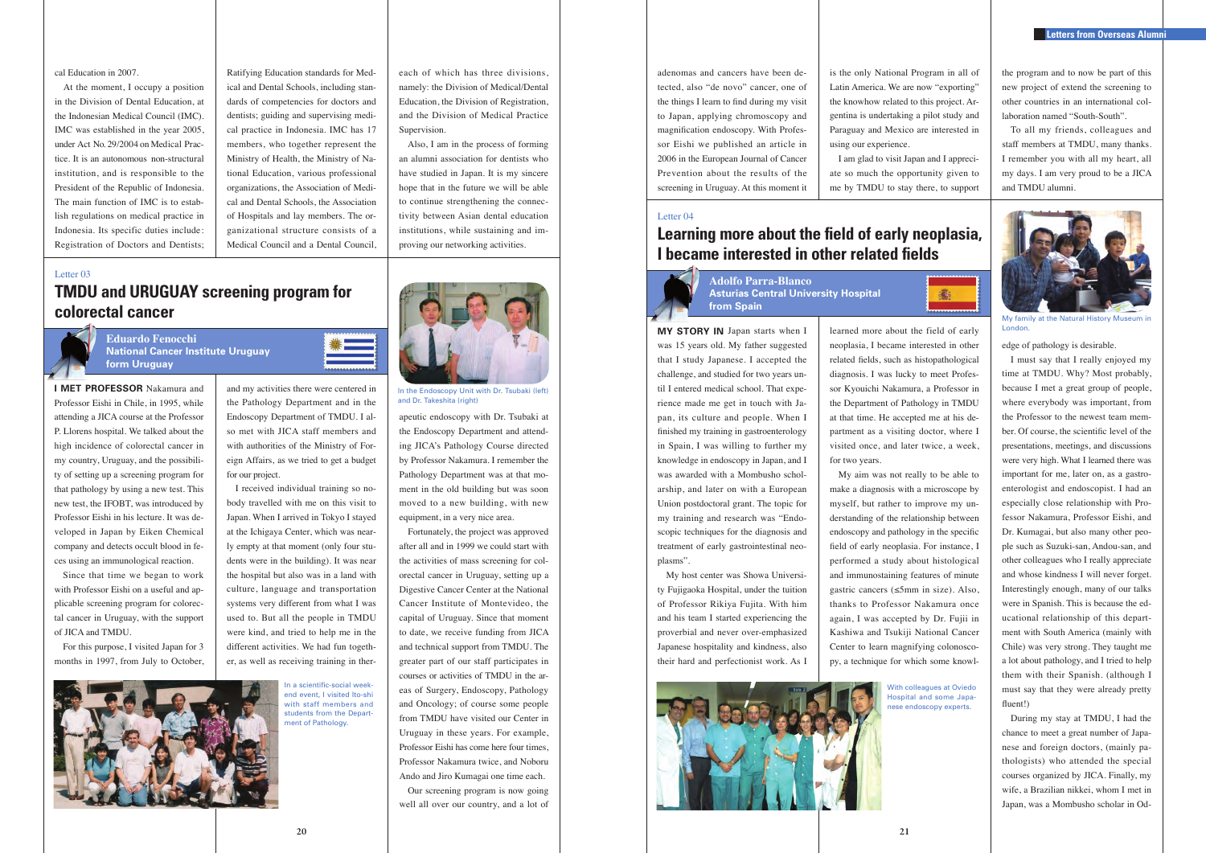cal Education in 2007.

At the moment, I occupy a position in the Division of Dental Education, at the Indonesian Medical Council (IMC). IMC was established in the year 2005, under Act No. 29/2004 on Medical Practice. It is an autonomous non-structural institution, and is responsible to the President of the Republic of Indonesia. The main function of IMC is to establish regulations on medical practice in Indonesia. Its specific duties include: Registration of Doctors and Dentists; Ratifying Education standards for Medical and Dental Schools, including standards of competencies for doctors and dentists; guiding and supervising medical practice in Indonesia. IMC has 17 members, who together represent the Ministry of Health, the Ministry of National Education, various professional organizations, the Association of Medical and Dental Schools, the Association of Hospitals and lay members. The organizational structure consists of a Medical Council and a Dental Council, each of which has three divisions, namely: the Division of Medical/Dental Education, the Division of Registration, and the Division of Medical Practice Supervision.

Also, I am in the process of forming an alumni association for dentists who have studied in Japan. It is my sincere hope that in the future we will be able to continue strengthening the connectivity between Asian dental education institutions, while sustaining and improving our networking activities.

Letter 03

## TMDU and URUGUAY screening program for colorectal cancer

**Eduardo Fenocchi**
**National Cancer Institute Uruguay**
**form Uruguay**

**I MET PROFESSOR** Nakamura and Professor Eishi in Chile, in 1995, while attending a JICA course at the Professor P. Llorens hospital. We talked about the high incidence of colorectal cancer in my country, Uruguay, and the possibility of setting up a screening program for that pathology by using a new test. This new test, the IFOBT, was introduced by Professor Eishi in his lecture. It was developed in Japan by Eiken Chemical company and detects occult blood in feces using an immunological reaction.

Since that time we began to work with Professor Eishi on a useful and applicable screening program for colorectal cancer in Uruguay, with the support of JICA and TMDU.

For this purpose, I visited Japan for 3 months in 1997, from July to October, and my activities there were centered in the Pathology Department and in the Endoscopy Department of TMDU. I also met with JICA staff members and with authorities of the Ministry of Foreign Affairs, as we tried to get a budget for our project.

I received individual training so nobody travelled with me on this visit to Japan. When I arrived in Tokyo I stayed at the Ichigaya Center, which was nearly empty at that moment (only four students were in the building). It was near the hospital but also was in a land with culture, language and transportation systems very different from what I was used to. But all the people in TMDU were kind, and tried to help me in the different activities. We had fun together, as well as receiving training in therapeutic endoscopy with Dr. Tsubaki at the Endoscopy Department and attending JICA's Pathology Course directed by Professor Nakamura. I remember the Pathology Department was at that moment in the old building but was soon moved to a new building, with new equipment, in a very nice area.

In a scientific-social weekend event, I visited Ito-shi with staff members and students from the Department of Pathology.

In the Endoscopy Unit with Dr. Tsubaki (left) and Dr. Takeshita (right)

Fortunately, the project was approved after all and in 1999 we could start with the activities of mass screening for colorectal cancer in Uruguay, setting up a Digestive Cancer Center at the National Cancer Institute of Montevideo, the capital of Uruguay. Since that moment to date, we receive funding from JICA and technical support from TMDU. The greater part of our staff participates in courses or activities of TMDU in the areas of Surgery, Endoscopy, Pathology and Oncology; of course some people from TMDU have visited our Center in Uruguay in these years. For example, Professor Eishi has come here four times, Professor Nakamura twice, and Noboru Ando and Jiro Kumagai one time each.

Our screening program is now going well all over our country, and a lot of adenomas and cancers have been detected, also "de novo" cancer, one of the things I learn to find during my visit to Japan, applying chromoscopy and magnification endoscopy. With Professor Eishi we published an article in 2006 in the European Journal of Cancer Prevention about the results of the screening in Uruguay. At this moment it is the only National Program in all of Latin America. We are now "exporting" the knowhow related to this project. Argentina is undertaking a pilot study and Paraguay and Mexico are interested in using our experience.

I am glad to visit Japan and I appreciate so much the opportunity given to me by TMDU to stay there, to support the program and to now be part of this new project of extend the screening to other countries in an international collaboration named "South-South".

To all my friends, colleagues and staff members at TMDU, many thanks. I remember you with all my heart, all my days. I am very proud to be a JICA and TMDU alumni.

Letter 04

## Learning more about the field of early neoplasia, I became interested in other related fields

**Adolfo Parra-Blanco**
**Asturias Central University Hospital**
**from Spain**

**MY STORY IN** Japan starts when I was 15 years old. My father suggested that I study Japanese. I accepted the challenge, and studied for two years until I entered medical school. That experience made me get in touch with Japan, its culture and people. When I finished my training in gastroenterology in Spain, I was willing to further my knowledge in endoscopy in Japan, and I was awarded with a Mombusho scholarship, and later on with a European Union postdoctoral grant. The topic for my training and research was "Endoscopic techniques for the diagnosis and treatment of early gastrointestinal neoplasms".

My host center was Showa University Fujigaoka Hospital, under the tuition of Professor Rikiya Fujita. With him and his team I started experiencing the proverbial and never over-emphasized Japanese hospitality and kindness, also their hard and perfectionist work. As I learned more about the field of early neoplasia, I became interested in other related fields, such as histopathological diagnosis. I was lucky to meet Professor Kyouichi Nakamura, a Professor in the Department of Pathology in TMDU at that time. He accepted me at his department as a visiting doctor, where I visited once, and later twice, a week, for two years.

My aim was not really to be able to make a diagnosis with a microscope by myself, but rather to improve my understanding of the relationship between endoscopy and pathology in the specific field of early neoplasia. For instance, I performed a study about histological and immunostaining features of minute gastric cancers (≤5mm in size). Also, thanks to Professor Nakamura once again, I was accepted by Dr. Fujii in Kashiwa and Tsukiji National Cancer Center to learn magnifying colonoscopy, a technique for which some knowledge of pathology is desirable.

With colleagues at Oviedo Hospital and some Japanese endoscopy experts.

My family at the Natural History Museum in London.

I must say that I really enjoyed my time at TMDU. Why? Most probably, because I met a great group of people, where everybody was important, from the Professor to the newest team member. Of course, the scientific level of the presentations, meetings, and discussions were very high. What I learned there was important for me, later on, as a gastroenterologist and endoscopist. I had an especially close relationship with Professor Nakamura, Professor Eishi, and Dr. Kumagai, but also many other people such as Suzuki-san, Andou-san, and other colleagues who I really appreciate and whose kindness I will never forget. Interestingly enough, many of our talks were in Spanish. This is because the educational relationship of this department with South America (mainly with Chile) was very strong. They taught me a lot about pathology, and I tried to help them with their Spanish. (although I must say that they were already pretty fluent!)

During my stay at TMDU, I had the chance to meet a great number of Japanese and foreign doctors, (mainly pathologists) who attended the special courses organized by JICA. Finally, my wife, a Brazilian nikkei, whom I met in Japan, was a Mombusho scholar in Od-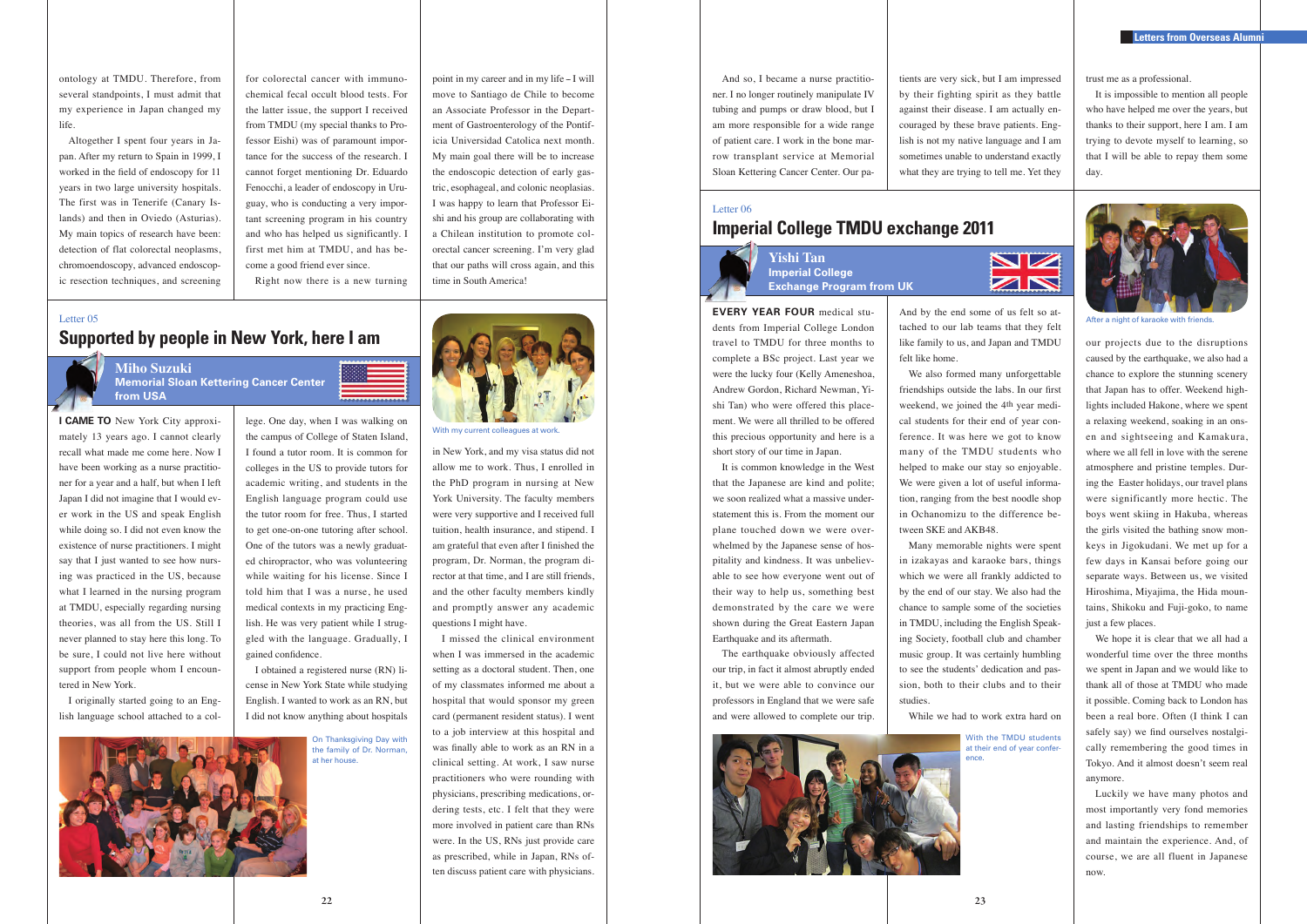ontology at TMDU. Therefore, from several standpoints, I must admit that my experience in Japan changed my life.

Altogether I spent four years in Japan. After my return to Spain in 1999, I worked in the field of endoscopy for 11 years in two large university hospitals. The first was in Tenerife (Canary Islands) and then in Oviedo (Asturias). My main topics of research have been: detection of flat colorectal neoplasms, chromoendoscopy, advanced endoscopic resection techniques, and screening for colorectal cancer with immunochemical fecal occult blood tests. For the latter issue, the support I received from TMDU (my special thanks to Professor Eishi) was of paramount importance for the success of the research. I cannot forget mentioning Dr. Eduardo Fenocchi, a leader of endoscopy in Uruguay, who is conducting a very important screening program in his country and who has helped us significantly. I first met him at TMDU, and has become a good friend ever since.

Right now there is a new turning point in my career and in my life – I will move to Santiago de Chile to become an Associate Professor in the Department of Gastroenterology of the Pontificia Universidad Catolica next month. My main goal there will be to increase the endoscopic detection of early gastric, esophageal, and colonic neoplasias. I was happy to learn that Professor Eishi and his group are collaborating with a Chilean institution to promote colorectal cancer screening. I'm very glad that our paths will cross again, and this time in South America!

Letter 05

## Supported by people in New York, here I am

**Miho Suzuki**
**Memorial Sloan Kettering Cancer Center from USA**

**I CAME TO** New York City approximately 13 years ago. I cannot clearly recall what made me come here. Now I have been working as a nurse practitioner for a year and a half, but when I left Japan I did not imagine that I would ever work in the US and speak English while doing so. I did not even know the existence of nurse practitioners. I might say that I just wanted to see how nursing was practiced in the US, because what I learned in the nursing program at TMDU, especially regarding nursing theories, was all from the US. Still I never planned to stay here this long. To be sure, I could not live here without support from people whom I encountered in New York.

I originally started going to an English language school attached to a college. One day, when I was walking on the campus of College of Staten Island, I found a tutor room. It is common for colleges in the US to provide tutors for academic writing, and students in the English language program could use the tutor room for free. Thus, I started to get one-on-one tutoring after school. One of the tutors was a newly graduated chiropractor, who was volunteering while waiting for his license. Since I told him that I was a nurse, he used medical contexts in my practicing English. He was very patient while I struggled with the language. Gradually, I gained confidence.

On Thanksgiving Day with the family of Dr. Norman, at her house.

I obtained a registered nurse (RN) license in New York State while studying English. I wanted to work as an RN, but I did not know anything about hospitals in New York, and my visa status did not allow me to work. Thus, I enrolled in the PhD program in nursing at New York University. The faculty members were very supportive and I received full tuition, health insurance, and stipend. I am grateful that even after I finished the program, Dr. Norman, the program director at that time, and I are still friends, and the other faculty members kindly and promptly answer any academic questions I might have.

With my current colleagues at work.

I missed the clinical environment when I was immersed in the academic setting as a doctoral student. Then, one of my classmates informed me about a hospital that would sponsor my green card (permanent resident status). I went to a job interview at this hospital and was finally able to work as an RN in a clinical setting. At work, I saw nurse practitioners who were rounding with physicians, prescribing medications, ordering tests, etc. I felt that they were more involved in patient care than RNs were. In the US, RNs just provide care as prescribed, while in Japan, RNs often discuss patient care with physicians.

And so, I became a nurse practitioner. I no longer routinely manipulate IV tubing and pumps or draw blood, but I am more responsible for a wide range of patient care. I work in the bone marrow transplant service at Memorial Sloan Kettering Cancer Center. Our patients are very sick, but I am impressed by their fighting spirit as they battle against their disease. I am actually encouraged by these brave patients. English is not my native language and I am sometimes unable to understand exactly what they are trying to tell me. Yet they trust me as a professional.

It is impossible to mention all people who have helped me over the years, but thanks to their support, here I am. I am trying to devote myself to learning, so that I will be able to repay them some day.

Letter 06

## Imperial College TMDU exchange 2011

**Yishi Tan**
**Imperial College Exchange Program from UK**

**EVERY YEAR FOUR** medical students from Imperial College London travel to TMDU for three months to complete a BSc project. Last year we were the lucky four (Kelly Ameneshoa, Andrew Gordon, Richard Newman, Yishi Tan) who were offered this placement. We were all thrilled to be offered this precious opportunity and here is a short story of our time in Japan.

It is common knowledge in the West that the Japanese are kind and polite; we soon realized what a massive understatement this is. From the moment our plane touched down we were overwhelmed by the Japanese sense of hospitality and kindness. It was unbelievable to see how everyone went out of their way to help us, something best demonstrated by the care we were shown during the Great Eastern Japan Earthquake and its aftermath.

The earthquake obviously affected our trip, in fact it almost abruptly ended it, but we were able to convince our professors in England that we were safe and were allowed to complete our trip. And by the end some of us felt so attached to our lab teams that they felt like family to us, and Japan and TMDU felt like home.

We also formed many unforgettable friendships outside the labs. In our first weekend, we joined the 4th year medical students for their end of year conference. It was here we got to know many of the TMDU students who helped to make our stay so enjoyable. We were given a lot of useful information, ranging from the best noodle shop in Ochanomizu to the difference between SKE and AKB48.

Many memorable nights were spent in izakayas and karaoke bars, things which we were all frankly addicted to by the end of our stay. We also had the chance to sample some of the societies in TMDU, including the English Speaking Society, football club and chamber music group. It was certainly humbling to see the students' dedication and passion, both to their clubs and to their studies.

With the TMDU students at their end of year conference.

While we had to work extra hard on our projects due to the disruptions caused by the earthquake, we also had a chance to explore the stunning scenery that Japan has to offer. Weekend highlights included Hakone, where we spent a relaxing weekend, soaking in an onsen and sightseeing and Kamakura, where we all fell in love with the serene atmosphere and pristine temples. During the Easter holidays, our travel plans were significantly more hectic. The boys went skiing in Hakuba, whereas the girls visited the bathing snow monkeys in Jigokudani. We met up for a few days in Kansai before going our separate ways. Between us, we visited Hiroshima, Miyajima, the Hida mountains, Shikoku and Fuji-goko, to name just a few places.

After a night of karaoke with friends.

We hope it is clear that we all had a wonderful time over the three months we spent in Japan and we would like to thank all of those at TMDU who made it possible. Coming back to London has been a real bore. Often (I think I can safely say) we find ourselves nostalgically remembering the good times in Tokyo. And it almost doesn't seem real anymore.

Luckily we have many photos and most importantly very fond memories and lasting friendships to remember and maintain the experience. And, of course, we are all fluent in Japanese now.